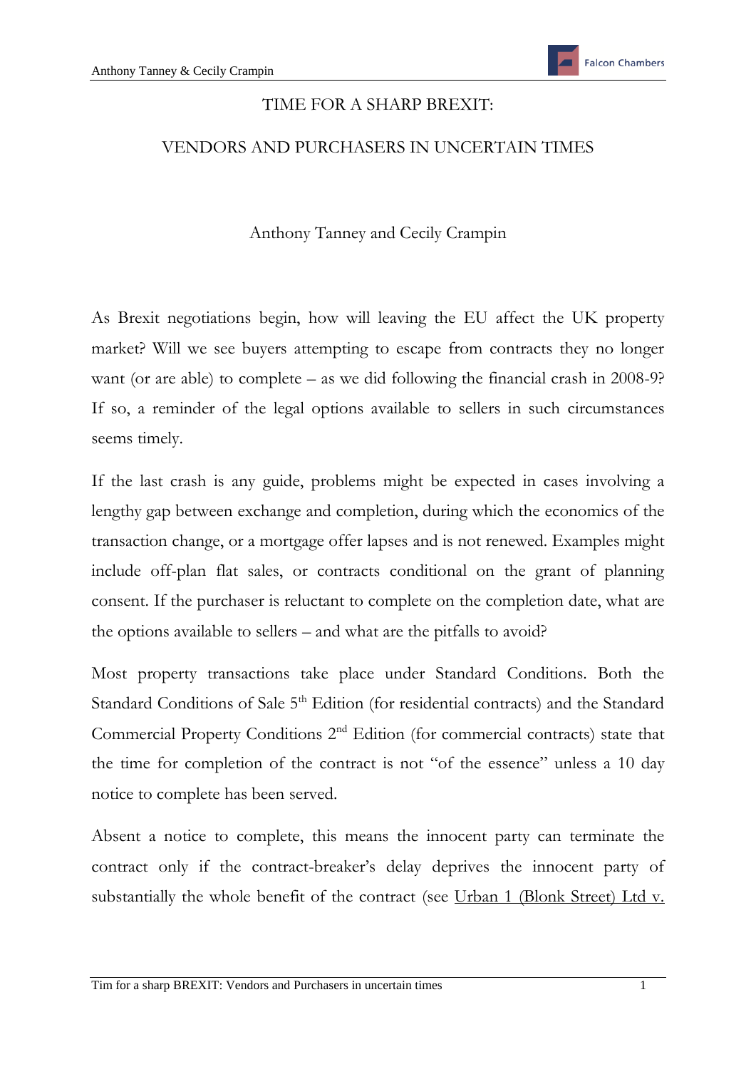# TIME FOR A SHARP BREXIT:

# VENDORS AND PURCHASERS IN UNCERTAIN TIMES

Anthony Tanney and Cecily Crampin

As Brexit negotiations begin, how will leaving the EU affect the UK property market? Will we see buyers attempting to escape from contracts they no longer want (or are able) to complete – as we did following the financial crash in 2008-9? If so, a reminder of the legal options available to sellers in such circumstances seems timely.

If the last crash is any guide, problems might be expected in cases involving a lengthy gap between exchange and completion, during which the economics of the transaction change, or a mortgage offer lapses and is not renewed. Examples might include off-plan flat sales, or contracts conditional on the grant of planning consent. If the purchaser is reluctant to complete on the completion date, what are the options available to sellers – and what are the pitfalls to avoid?

Most property transactions take place under Standard Conditions. Both the Standard Conditions of Sale 5th Edition (for residential contracts) and the Standard Commercial Property Conditions 2nd Edition (for commercial contracts) state that the time for completion of the contract is not "of the essence" unless a 10 day notice to complete has been served.

Absent a notice to complete, this means the innocent party can terminate the contract only if the contract-breaker's delay deprives the innocent party of substantially the whole benefit of the contract (see Urban 1 (Blonk Street) Ltd v.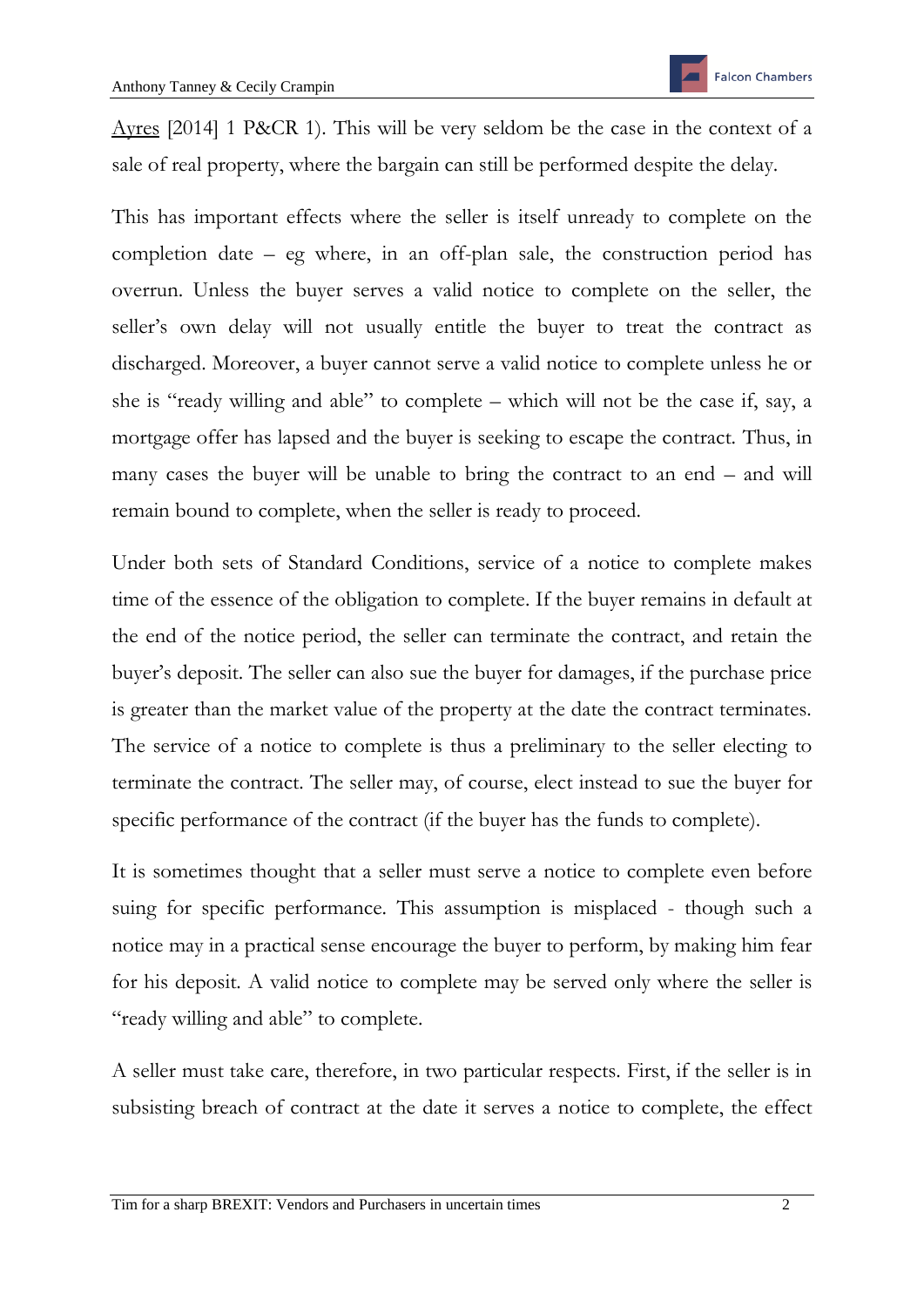Ayres [2014] 1 P&CR 1). This will be very seldom be the case in the context of a sale of real property, where the bargain can still be performed despite the delay.

This has important effects where the seller is itself unready to complete on the completion date – eg where, in an off-plan sale, the construction period has overrun. Unless the buyer serves a valid notice to complete on the seller, the seller's own delay will not usually entitle the buyer to treat the contract as discharged. Moreover, a buyer cannot serve a valid notice to complete unless he or she is "ready willing and able" to complete – which will not be the case if, say, a mortgage offer has lapsed and the buyer is seeking to escape the contract. Thus, in many cases the buyer will be unable to bring the contract to an end – and will remain bound to complete, when the seller is ready to proceed.

Under both sets of Standard Conditions, service of a notice to complete makes time of the essence of the obligation to complete. If the buyer remains in default at the end of the notice period, the seller can terminate the contract, and retain the buyer's deposit. The seller can also sue the buyer for damages, if the purchase price is greater than the market value of the property at the date the contract terminates. The service of a notice to complete is thus a preliminary to the seller electing to terminate the contract. The seller may, of course, elect instead to sue the buyer for specific performance of the contract (if the buyer has the funds to complete).

It is sometimes thought that a seller must serve a notice to complete even before suing for specific performance. This assumption is misplaced - though such a notice may in a practical sense encourage the buyer to perform, by making him fear for his deposit. A valid notice to complete may be served only where the seller is "ready willing and able" to complete.

A seller must take care, therefore, in two particular respects. First, if the seller is in subsisting breach of contract at the date it serves a notice to complete, the effect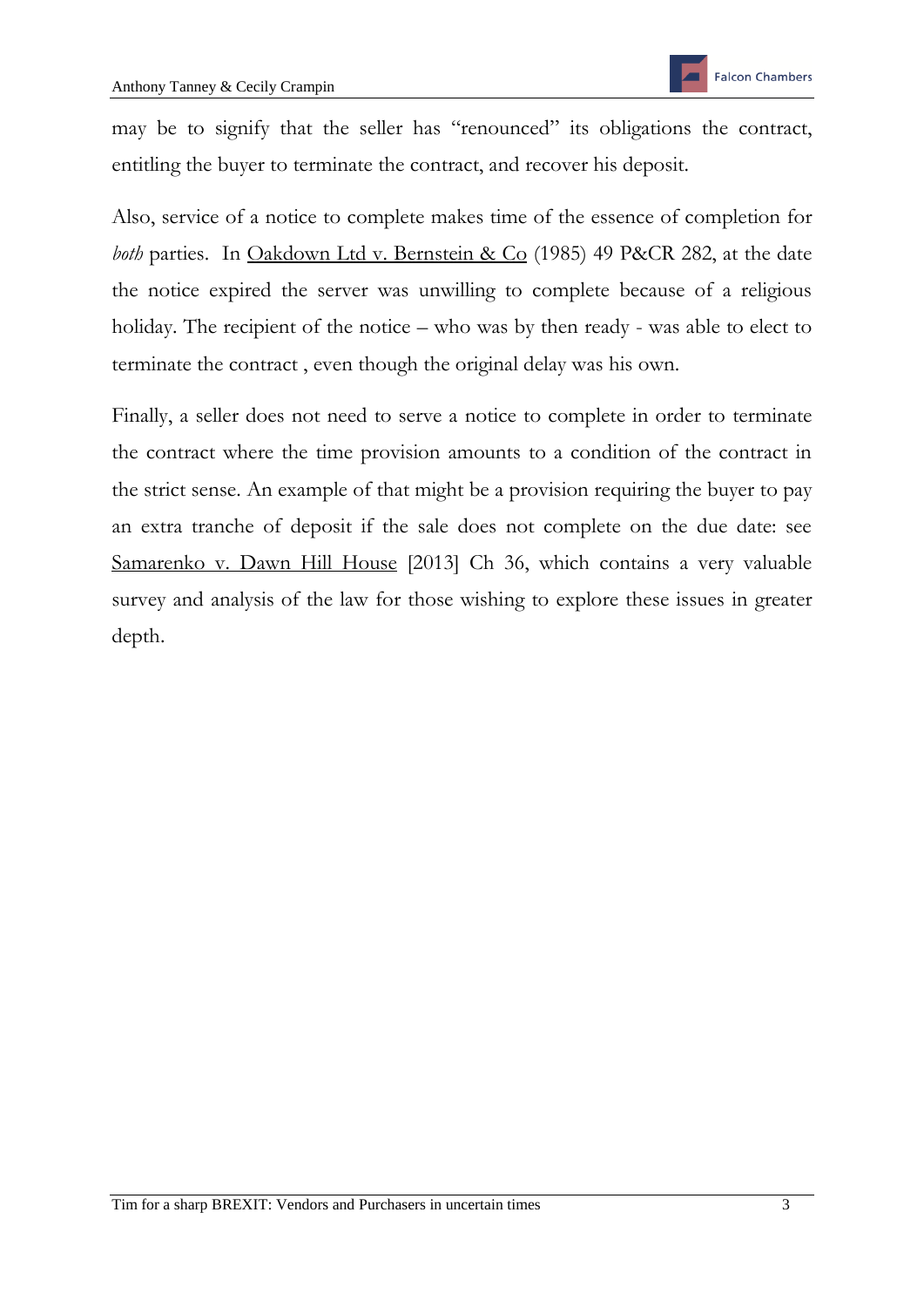may be to signify that the seller has "renounced" its obligations the contract, entitling the buyer to terminate the contract, and recover his deposit.

Also, service of a notice to complete makes time of the essence of completion for *both* parties. In Oakdown Ltd v. Bernstein & Co (1985) 49 P&CR 282, at the date the notice expired the server was unwilling to complete because of a religious holiday. The recipient of the notice – who was by then ready - was able to elect to terminate the contract , even though the original delay was his own.

Finally, a seller does not need to serve a notice to complete in order to terminate the contract where the time provision amounts to a condition of the contract in the strict sense. An example of that might be a provision requiring the buyer to pay an extra tranche of deposit if the sale does not complete on the due date: see Samarenko v. Dawn Hill House [2013] Ch 36, which contains a very valuable survey and analysis of the law for those wishing to explore these issues in greater depth.